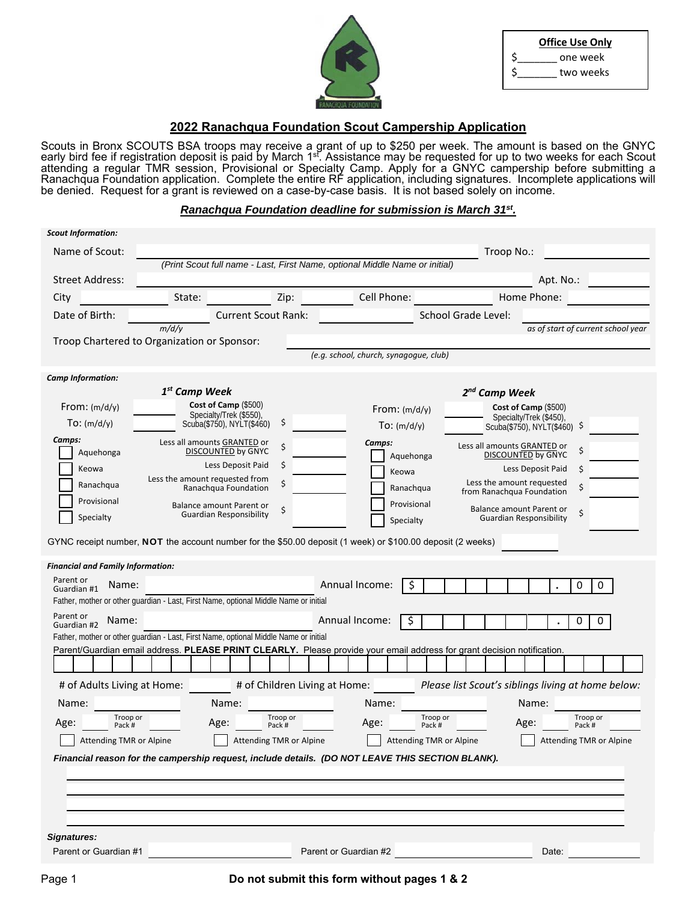**Office Use Only**

$_______ one week

$_______ two weeks

## 2022 Ranachqua Foundation Scout Campership Application

Scouts in Bronx SCOUTS BSA troops may receive a grant of up to $250 per week. The amount is based on the GNYC early bird fee if registration deposit is paid by March 1st. Assistance may be requested for up to two weeks for each Scout attending a regular TMR session, Provisional or Specialty Camp. Apply for a GNYC campership before submitting a Ranachqua Foundation application. Complete the entire RF application, including signatures. Incomplete applications will be denied. Request for a grant is reviewed on a case-by-case basis. It is not based solely on income.

***Ranachqua Foundation deadline for submission is March 31st.***

***Scout Information:***

Name of Scout: ______________________ Troop No.: __________

*(Print Scout full name - Last, First Name, optional Middle Name or initial)*

Street Address: ______________________ Apt. No.: __________

City __________ State: __________ Zip: __________ Cell Phone: __________ Home Phone: __________

Date of Birth: __________ *m/d/y* Current Scout Rank: __________ School Grade Level: __________ *as of start of current school year*

Troop Chartered to Organization or Sponsor: ______________________

*(e.g. school, church, synagogue, club)*

***Camp Information:***

| | ***1st Camp Week*** | | ***2nd Camp Week*** |
|---|---|---|---|
| From: (m/d/y) ____ To: (m/d/y) ____ | **Cost of Camp** ($500) Specialty/Trek ($550), Scuba($750), NYLT($460) $ ____ | From: (m/d/y) ____ To: (m/d/y) ____ | **Cost of Camp** ($500) Specialty/Trek ($450), Scuba($750), NYLT($460) $ ____ |
| ***Camps:*** ☐ Aquehonga | Less all amounts GRANTED or DISCOUNTED by GNYC $ ____ | ***Camps:*** ☐ Aquehonga | Less all amounts GRANTED or DISCOUNTED by GNYC $ ____ |
| ☐ Keowa | Less Deposit Paid $ ____ | ☐ Keowa | Less Deposit Paid $ ____ |
| ☐ Ranachqua | Less the amount requested from Ranachqua Foundation $ ____ | ☐ Ranachqua | Less the amount requested from Ranachqua Foundation $ ____ |
| ☐ Provisional | Balance amount Parent or Guardian Responsibility $ ____ | ☐ Provisional | Balance amount Parent or Guardian Responsibility $ ____ |
| ☐ Specialty | | ☐ Specialty | |

GYNC receipt number, **NOT** the account number for the $50.00 deposit (1 week) or $100.00 deposit (2 weeks) __________

***Financial and Family Information:***

Parent or Guardian #1 Name: ______________________ Annual Income: $ __________ . 0 0

Father, mother or other guardian - Last, First Name, optional Middle Name or initial

Parent or Guardian #2 Name: ______________________ Annual Income: $ __________ . 0 0

Father, mother or other guardian - Last, First Name, optional Middle Name or initial

Parent/Guardian email address. **PLEASE PRINT CLEARLY.** Please provide your email address for grant decision notification.

______________________________________________

# of Adults Living at Home: ______ # of Children Living at Home: ______ *Please list Scout's siblings living at home below:*

| Name: ______ | Name: ______ | Name: ______ | Name: ______ |
|---|---|---|---|
| Age: ____ Troop or Pack # ____ | Age: ____ Troop or Pack # ____ | Age: ____ Troop or Pack # ____ | Age: ____ Troop or Pack # ____ |
| ☐ Attending TMR or Alpine | ☐ Attending TMR or Alpine | ☐ Attending TMR or Alpine | ☐ Attending TMR or Alpine |

***Financial reason for the campership request, include details. (DO NOT LEAVE THIS SECTION BLANK).***

______________________________________________

______________________________________________

______________________________________________

______________________________________________

***Signatures:***

Parent or Guardian #1 ______________________ Parent or Guardian #2 ______________________ Date: __________

**Do not submit this form without pages 1 & 2**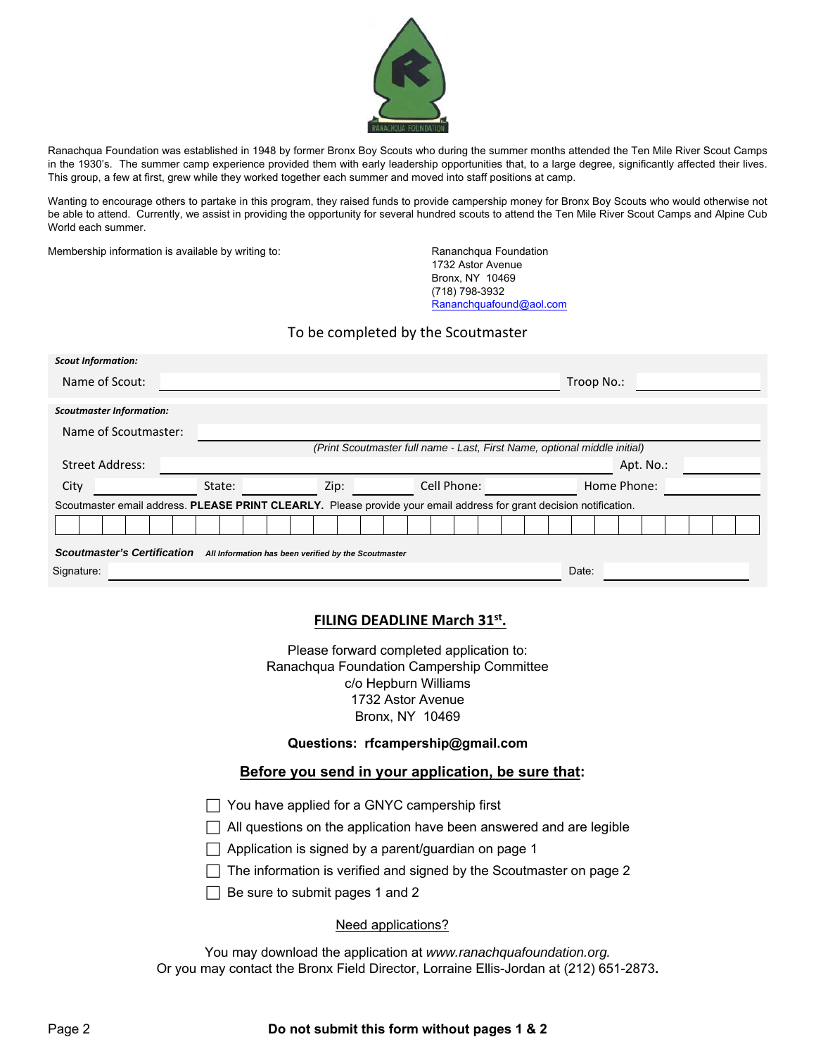Ranachqua Foundation was established in 1948 by former Bronx Boy Scouts who during the summer months attended the Ten Mile River Scout Camps in the 1930's. The summer camp experience provided them with early leadership opportunities that, to a large degree, significantly affected their lives. This group, a few at first, grew while they worked together each summer and moved into staff positions at camp.

Wanting to encourage others to partake in this program, they raised funds to provide campership money for Bronx Boy Scouts who would otherwise not be able to attend. Currently, we assist in providing the opportunity for several hundred scouts to attend the Ten Mile River Scout Camps and Alpine Cub World each summer.

Membership information is available by writing to:

Rananchqua Foundation
1732 Astor Avenue
Bronx, NY 10469
(718) 798-3932
Rananchquafound@aol.com

## To be completed by the Scoutmaster

***Scout Information:***

Name of Scout: ______________________ Troop No.: __________

***Scoutmaster Information:***

Name of Scoutmaster: ______________________

*(Print Scoutmaster full name - Last, First Name, optional middle initial)*

Street Address: ______________________ Apt. No.: __________

City __________ State: __________ Zip: __________ Cell Phone: __________ Home Phone: __________

Scoutmaster email address. **PLEASE PRINT CLEARLY.** Please provide your email address for grant decision notification.

| | | | | | | | | | | | | | | | | | | | | | | | | | | | | | |
|---|---|---|---|---|---|---|---|---|---|---|---|---|---|---|---|---|---|---|---|---|---|---|---|---|---|---|---|---|---|

***Scoutmaster's Certification*** ***All Information has been verified by the Scoutmaster***

Signature: ______________________ Date: __________

**FILING DEADLINE March 31st.**

Please forward completed application to:
Ranachqua Foundation Campership Committee
c/o Hepburn Williams
1732 Astor Avenue
Bronx, NY 10469

**Questions: rfcampership@gmail.com**

**Before you send in your application, be sure that:**

- ☐ You have applied for a GNYC campership first
- ☐ All questions on the application have been answered and are legible
- ☐ Application is signed by a parent/guardian on page 1
- ☐ The information is verified and signed by the Scoutmaster on page 2
- ☐ Be sure to submit pages 1 and 2

Need applications?

You may download the application at *www.ranachquafoundation.org.*
Or you may contact the Bronx Field Director, Lorraine Ellis-Jordan at (212) 651-2873**.**

**Do not submit this form without pages 1 & 2**